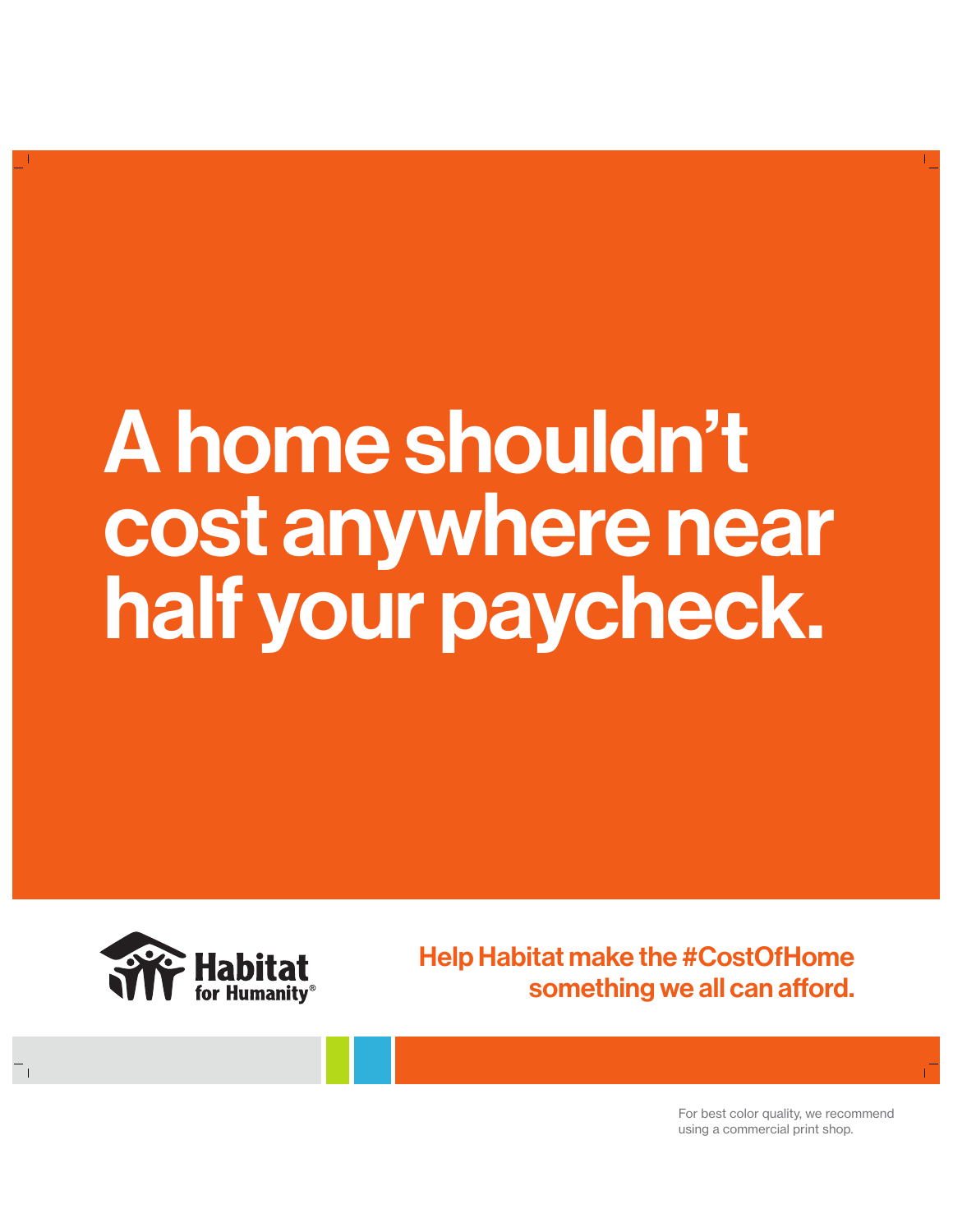# A home shouldn't cost anywhere near half your paycheck.

Habitat for Humanity®

**Help Habitat make the #CostOfHome something we all can afford.**

For best color quality, we recommend using a commercial print shop.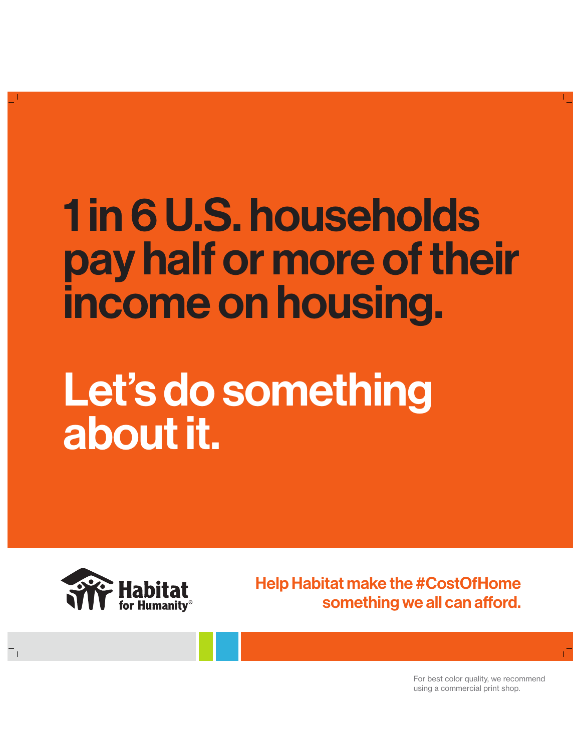# 1 in 6 U.S. households pay half or more of their income on housing.

# Let's do something about it.

Habitat for Humanity®

**Help Habitat make the #CostOfHome something we all can afford.**

For best color quality, we recommend using a commercial print shop.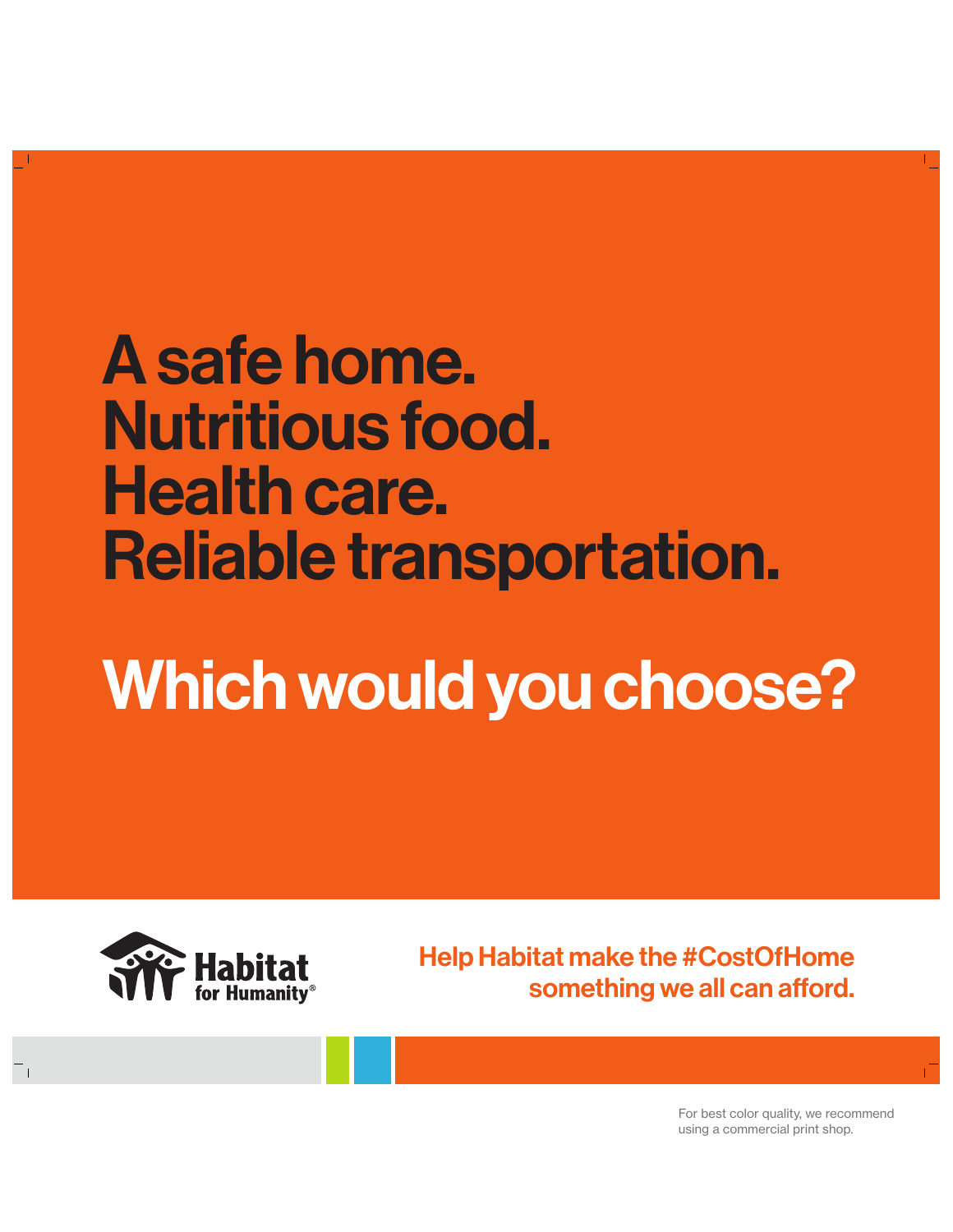# A safe home.
# Nutritious food.
# Health care.
# Reliable transportation.

# Which would you choose?

Habitat for Humanity®

**Help Habitat make the #CostOfHome something we all can afford.**

For best color quality, we recommend using a commercial print shop.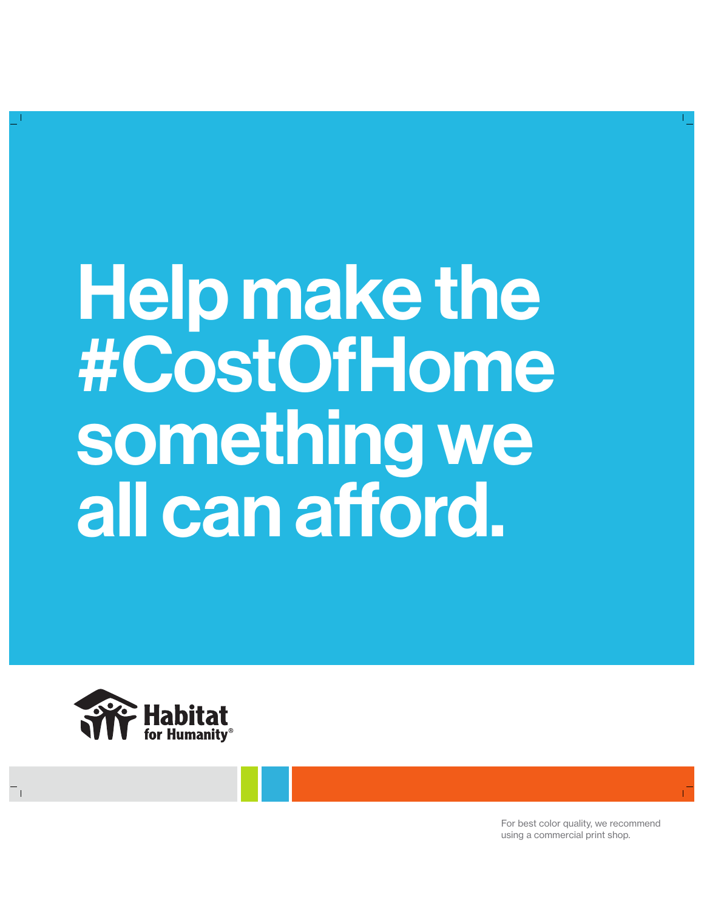# Help make the #CostOfHome something we all can afford.

Habitat for Humanity®

For best color quality, we recommend using a commercial print shop.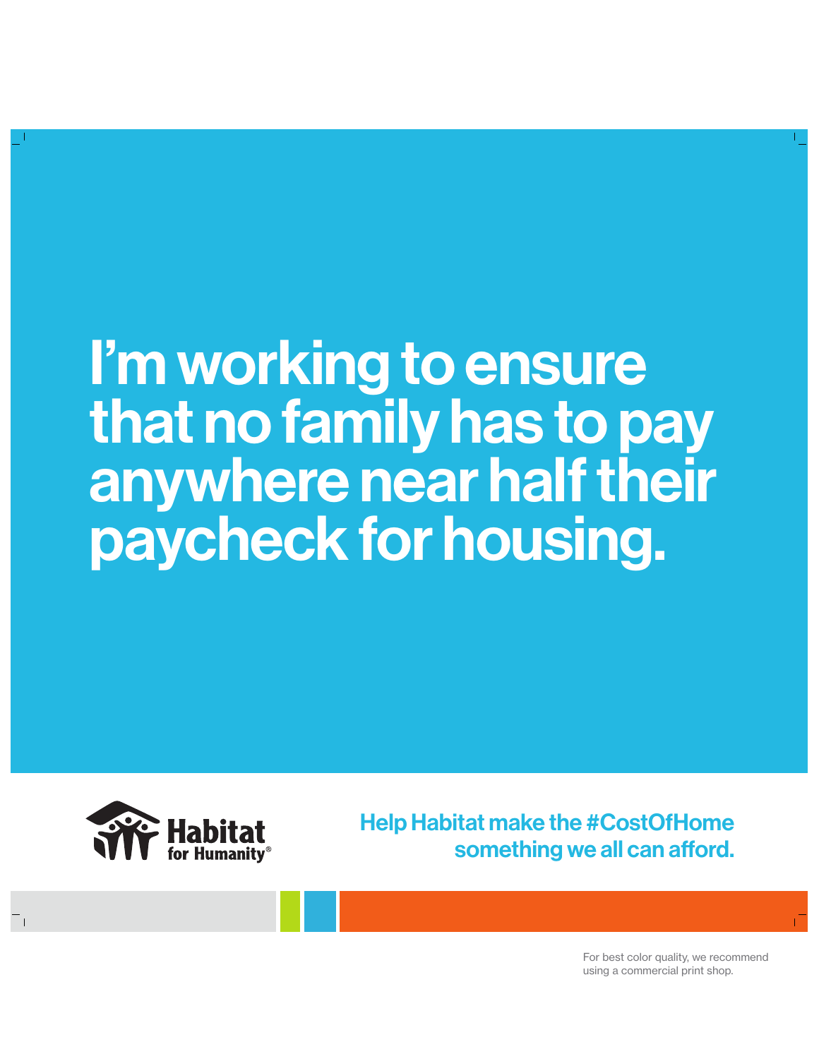# I'm working to ensure that no family has to pay anywhere near half their paycheck for housing.

Habitat for Humanity®

**Help Habitat make the #CostOfHome something we all can afford.**

For best color quality, we recommend using a commercial print shop.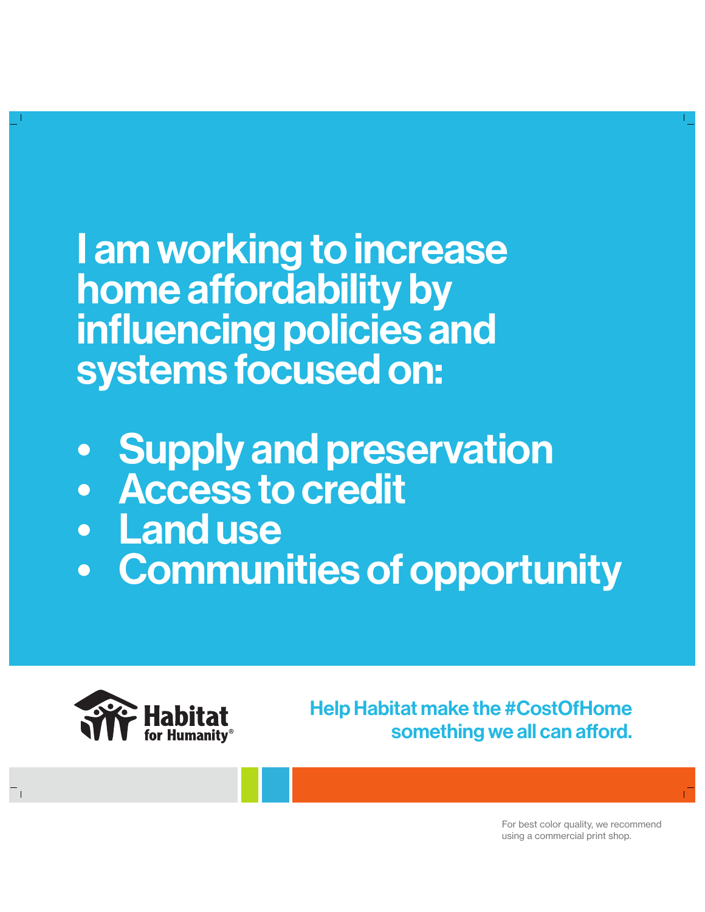# I am working to increase home affordability by influencing policies and systems focused on:

- Supply and preservation
- Access to credit
- Land use
- Communities of opportunity

Habitat for Humanity®

**Help Habitat make the #CostOfHome something we all can afford.**

For best color quality, we recommend using a commercial print shop.